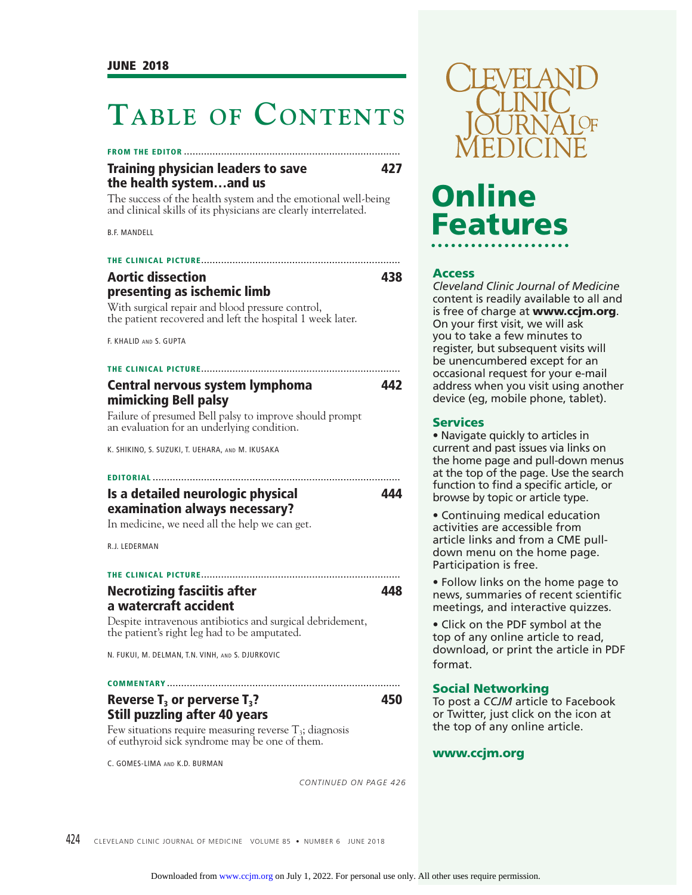JUNE 2018

# Table of Contents

**FROM THE EDITOR**

## Training physician leaders to save the health system…and us — 427

The success of the health system and the emotional well-being and clinical skills of its physicians are clearly interrelated.

B.F. MANDELL

**THE CLINICAL PICTURE**

## Aortic dissection presenting as ischemic limb — 438

With surgical repair and blood pressure control, the patient recovered and left the hospital 1 week later.

F. KHALID AND S. GUPTA

**THE CLINICAL PICTURE**

## Central nervous system lymphoma mimicking Bell palsy — 442

Failure of presumed Bell palsy to improve should prompt an evaluation for an underlying condition.

K. SHIKINO, S. SUZUKI, T. UEHARA, AND M. IKUSAKA

**EDITORIAL**

## Is a detailed neurologic physical examination always necessary? — 444

In medicine, we need all the help we can get.

R.J. LEDERMAN

**THE CLINICAL PICTURE**

## Necrotizing fasciitis after a watercraft accident — 448

Despite intravenous antibiotics and surgical debridement, the patient's right leg had to be amputated.

N. FUKUI, M. DELMAN, T.N. VINH, AND S. DJURKOVIC

**COMMENTARY**

## Reverse $T_3$ or perverse $T_3$? Still puzzling after 40 years — 450

Few situations require measuring reverse $T_3$; diagnosis of euthyroid sick syndrome may be one of them.

C. GOMES-LIMA AND K.D. BURMAN

*CONTINUED ON PAGE 426*

---

CLEVELAND CLINIC JOURNAL OF MEDICINE

# Online Features

### Access

*Cleveland Clinic Journal of Medicine* content is readily available to all and is free of charge at **www.ccjm.org**. On your first visit, we will ask you to take a few minutes to register, but subsequent visits will be unencumbered except for an occasional request for your e-mail address when you visit using another device (eg, mobile phone, tablet).

### Services

- Navigate quickly to articles in current and past issues via links on the home page and pull-down menus at the top of the page. Use the search function to find a specific article, or browse by topic or article type.
- Continuing medical education activities are accessible from article links and from a CME pull-down menu on the home page. Participation is free.
- Follow links on the home page to news, summaries of recent scientific meetings, and interactive quizzes.
- Click on the PDF symbol at the top of any online article to read, download, or print the article in PDF format.

### Social Networking

To post a *CCJM* article to Facebook or Twitter, just click on the icon at the top of any online article.

**www.ccjm.org**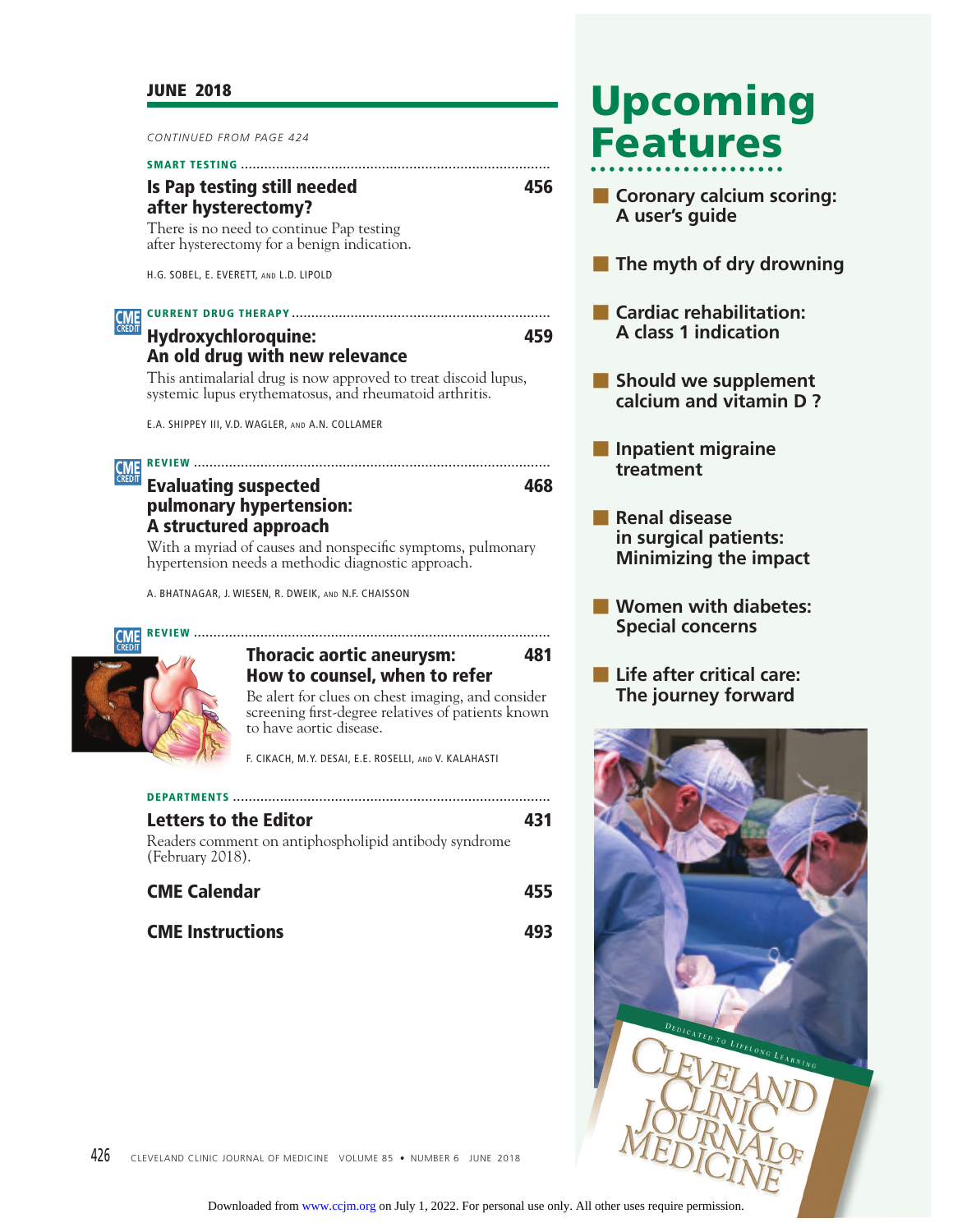## JUNE 2018

*CONTINUED FROM PAGE 424*

**SMART TESTING**

### Is Pap testing still needed after hysterectomy? — 456

There is no need to continue Pap testing after hysterectomy for a benign indication.

H.G. SOBEL, E. EVERETT, AND L.D. LIPOLD

CME CREDIT

**CURRENT DRUG THERAPY**

### Hydroxychloroquine: An old drug with new relevance — 459

This antimalarial drug is now approved to treat discoid lupus, systemic lupus erythematosus, and rheumatoid arthritis.

E.A. SHIPPEY III, V.D. WAGLER, AND A.N. COLLAMER

CME CREDIT

**REVIEW**

### Evaluating suspected pulmonary hypertension: A structured approach — 468

With a myriad of causes and nonspecific symptoms, pulmonary hypertension needs a methodic diagnostic approach.

A. BHATNAGAR, J. WIESEN, R. DWEIK, AND N.F. CHAISSON

CME CREDIT

**REVIEW**

### Thoracic aortic aneurysm: How to counsel, when to refer — 481

Be alert for clues on chest imaging, and consider screening first-degree relatives of patients known to have aortic disease.

F. CIKACH, M.Y. DESAI, E.E. ROSELLI, AND V. KALAHASTI

**DEPARTMENTS**

### Letters to the Editor — 431

Readers comment on antiphospholipid antibody syndrome (February 2018).

### CME Calendar — 455

### CME Instructions — 493

# Upcoming Features

- Coronary calcium scoring: A user's guide
- The myth of dry drowning
- Cardiac rehabilitation: A class 1 indication
- Should we supplement calcium and vitamin D ?
- Inpatient migraine treatment
- Renal disease in surgical patients: Minimizing the impact
- Women with diabetes: Special concerns
- Life after critical care: The journey forward

Downloaded from www.ccjm.org on July 1, 2022. For personal use only. All other uses require permission.